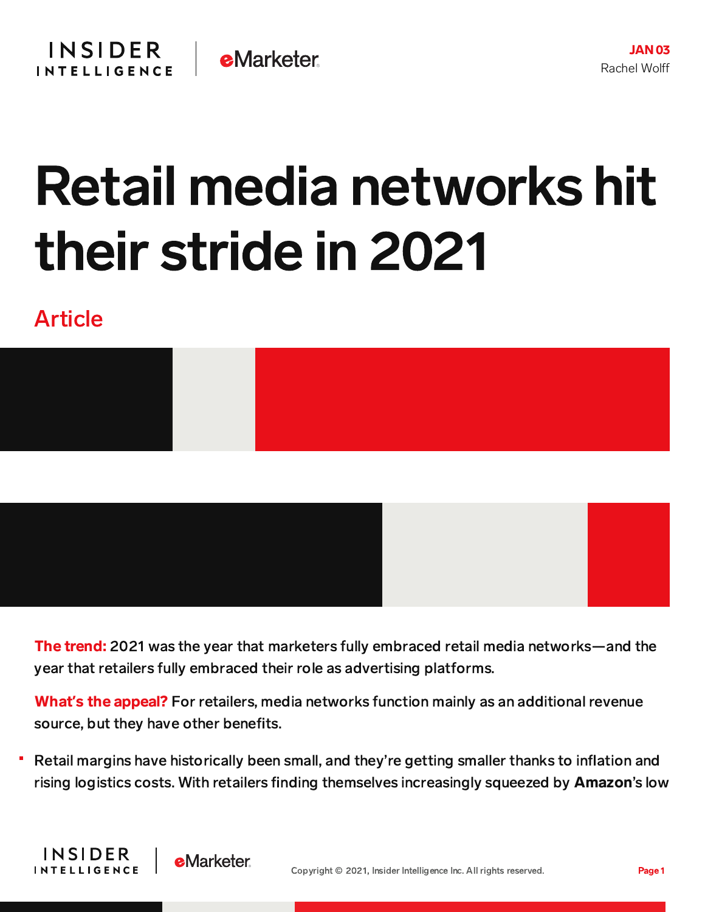JAN 03
Rachel Wolff

# Retail media networks hit their stride in 2021

Article

**The trend:** 2021 was the year that marketers fully embraced retail media networks—and the year that retailers fully embraced their role as advertising platforms.

**What's the appeal?** For retailers, media networks function mainly as an additional revenue source, but they have other benefits.

- Retail margins have historically been small, and they're getting smaller thanks to inflation and rising logistics costs. With retailers finding themselves increasingly squeezed by **Amazon**'s low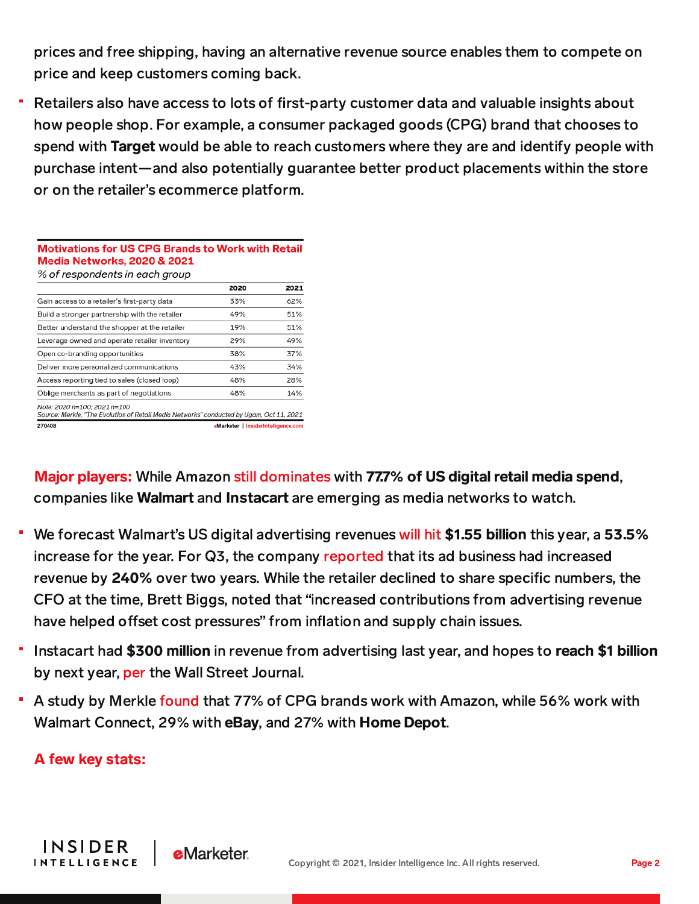prices and free shipping, having an alternative revenue source enables them to compete on price and keep customers coming back.

- Retailers also have access to lots of first-party customer data and valuable insights about how people shop. For example, a consumer packaged goods (CPG) brand that chooses to spend with **Target** would be able to reach customers where they are and identify people with purchase intent—and also potentially guarantee better product placements within the store or on the retailer's ecommerce platform.

**Motivations for US CPG Brands to Work with Retail Media Networks, 2020 & 2021**

*% of respondents in each group*

| | 2020 | 2021 |
|---|---|---|
| Gain access to a retailer's first-party data | 33% | 62% |
| Build a stronger partnership with the retailer | 49% | 51% |
| Better understand the shopper at the retailer | 19% | 51% |
| Leverage owned and operate retailer inventory | 29% | 49% |
| Open co-branding opportunities | 38% | 37% |
| Deliver more personalized communications | 43% | 34% |
| Access reporting tied to sales (closed loop) | 48% | 28% |
| Oblige merchants as part of negotiations | 48% | 14% |

*Note: 2020 n=100; 2021 n=100*
*Source: Merkle, "The Evolution of Retail Media Networks" conducted by Ugam, Oct 11, 2021*

270408 eMarketer | InsiderIntelligence.com

**Major players:** While Amazon still dominates with **77.7% of US digital retail media spend**, companies like **Walmart** and **Instacart** are emerging as media networks to watch.

- We forecast Walmart's US digital advertising revenues will hit **$1.55 billion** this year, a **53.5%** increase for the year. For Q3, the company reported that its ad business had increased revenue by **240%** over two years. While the retailer declined to share specific numbers, the CFO at the time, Brett Biggs, noted that "increased contributions from advertising revenue have helped offset cost pressures" from inflation and supply chain issues.
- Instacart had **$300 million** in revenue from advertising last year, and hopes to **reach $1 billion** by next year, per the Wall Street Journal.
- A study by Merkle found that 77% of CPG brands work with Amazon, while 56% work with Walmart Connect, 29% with **eBay**, and 27% with **Home Depot**.

**A few key stats:**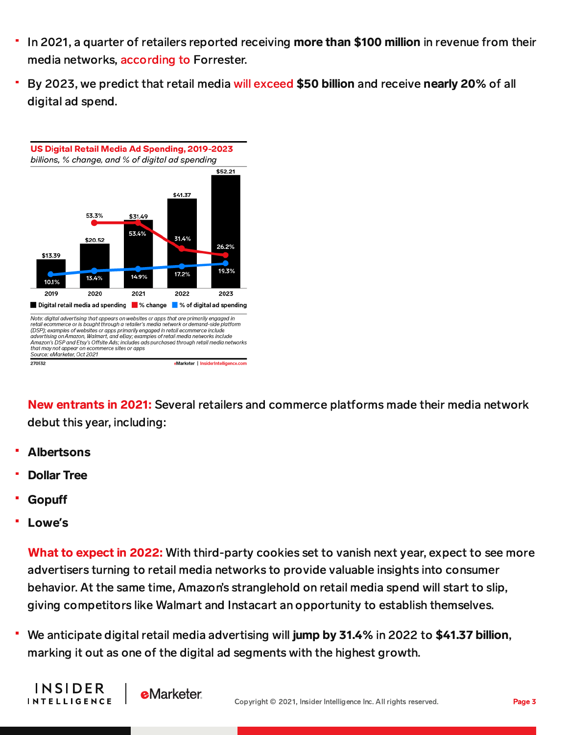- In 2021, a quarter of retailers reported receiving **more than $100 million** in revenue from their media networks, according to Forrester.
- By 2023, we predict that retail media will exceed **$50 billion** and receive **nearly 20%** of all digital ad spend.

**US Digital Retail Media Ad Spending, 2019-2023**
*billions, % change, and % of digital ad spending*

| | 2019 | 2020 | 2021 | 2022 | 2023 |
|---|---|---|---|---|---|
| Digital retail media ad spending | $13.39 | $20.52 | $31.49 | $41.37 | $52.21 |
| % change | | 53.3% | 53.4% | 31.4% | 26.2% |
| % of digital ad spending | 10.1% | 13.4% | 14.9% | 17.2% | 19.3% |

*Note: digital advertising that appears on websites or apps that are primarily engaged in retail ecommerce or is bought through a retailer's media network or demand-side platform (DSP); examples of websites or apps primarily engaged in retail ecommerce include advertising on Amazon, Walmart, and eBay; examples of retail media networks include Amazon's DSP and Etsy's Offsite Ads; includes ads purchased through retail media networks that may not appear on ecommerce sites or apps*
*Source: eMarketer, Oct 2021*

270532 eMarketer | InsiderIntelligence.com

**New entrants in 2021:** Several retailers and commerce platforms made their media network debut this year, including:

- **Albertsons**
- **Dollar Tree**
- **Gopuff**
- **Lowe's**

**What to expect in 2022:** With third-party cookies set to vanish next year, expect to see more advertisers turning to retail media networks to provide valuable insights into consumer behavior. At the same time, Amazon's stranglehold on retail media spend will start to slip, giving competitors like Walmart and Instacart an opportunity to establish themselves.

- We anticipate digital retail media advertising will **jump by 31.4%** in 2022 to **$41.37 billion**, marking it out as one of the digital ad segments with the highest growth.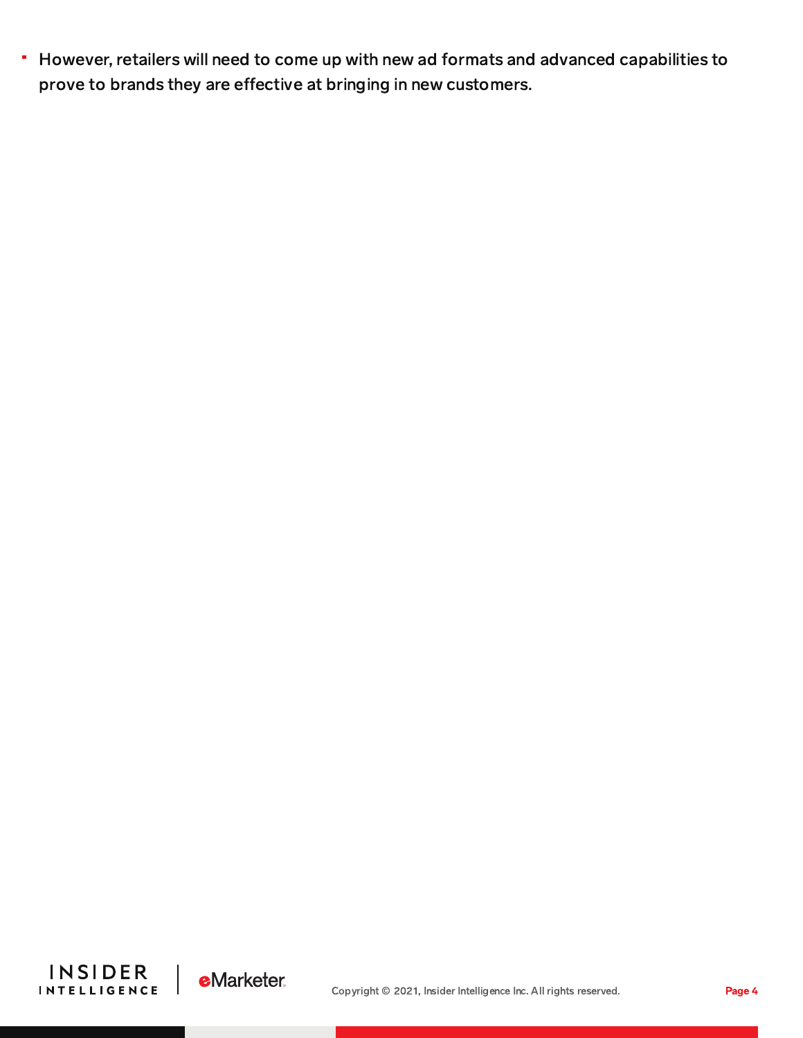- However, retailers will need to come up with new ad formats and advanced capabilities to prove to brands they are effective at bringing in new customers.